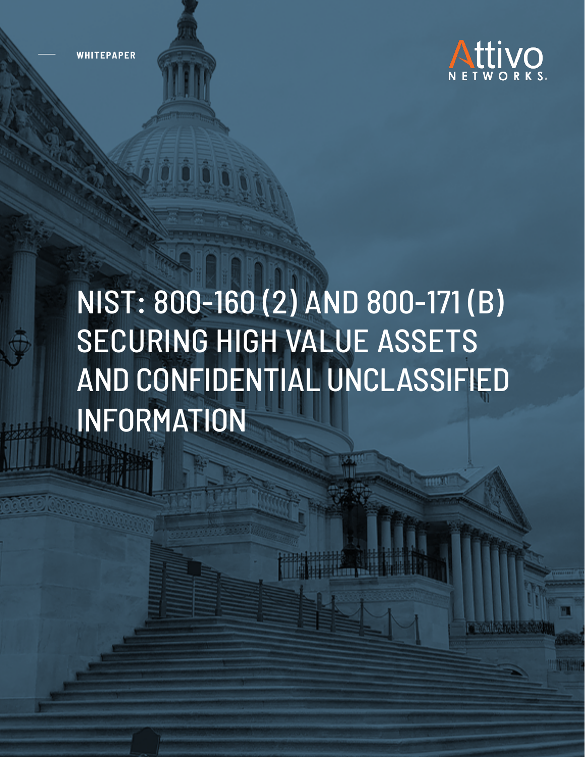WHITEPAPER

Attivo NETWORKS

# NIST: 800-160 (2) AND 800-171 (B) SECURING HIGH VALUE ASSETS AND CONFIDENTIAL UNCLASSIFIED INFORMATION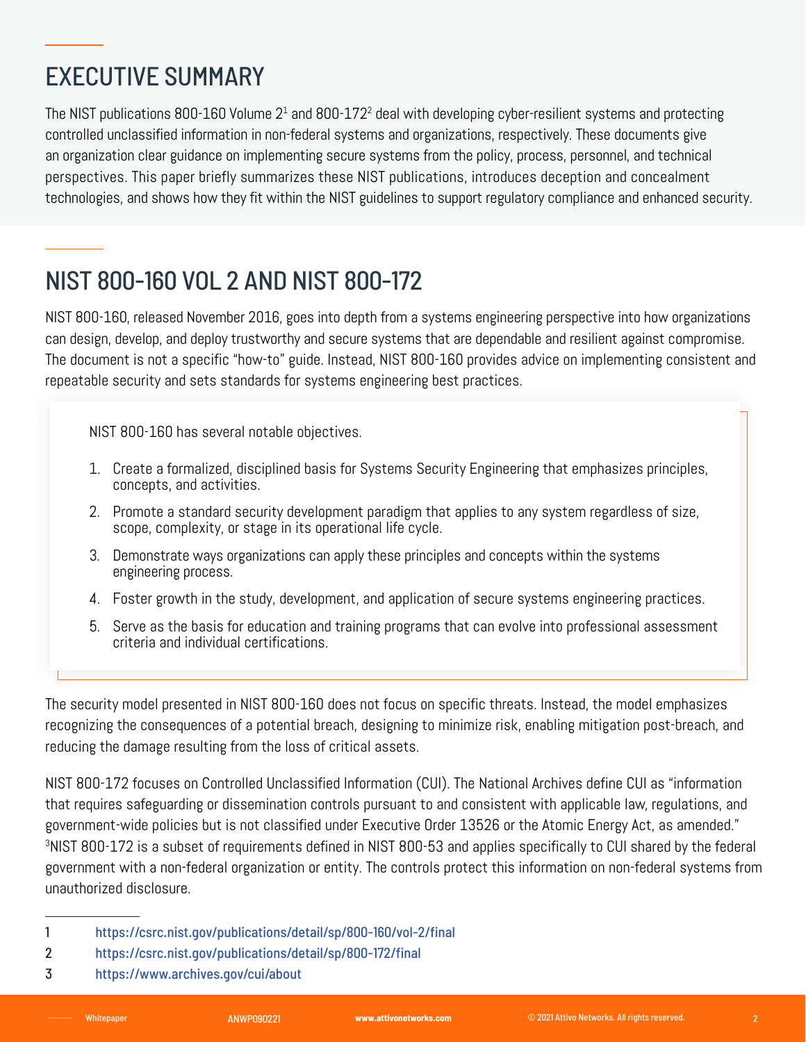## EXECUTIVE SUMMARY

The NIST publications 800-160 Volume 2[1] and 800-172[2] deal with developing cyber-resilient systems and protecting controlled unclassified information in non-federal systems and organizations, respectively. These documents give an organization clear guidance on implementing secure systems from the policy, process, personnel, and technical perspectives. This paper briefly summarizes these NIST publications, introduces deception and concealment technologies, and shows how they fit within the NIST guidelines to support regulatory compliance and enhanced security.

## NIST 800-160 VOL 2 AND NIST 800-172

NIST 800-160, released November 2016, goes into depth from a systems engineering perspective into how organizations can design, develop, and deploy trustworthy and secure systems that are dependable and resilient against compromise. The document is not a specific "how-to" guide. Instead, NIST 800-160 provides advice on implementing consistent and repeatable security and sets standards for systems engineering best practices.

NIST 800-160 has several notable objectives.

1. Create a formalized, disciplined basis for Systems Security Engineering that emphasizes principles, concepts, and activities.
2. Promote a standard security development paradigm that applies to any system regardless of size, scope, complexity, or stage in its operational life cycle.
3. Demonstrate ways organizations can apply these principles and concepts within the systems engineering process.
4. Foster growth in the study, development, and application of secure systems engineering practices.
5. Serve as the basis for education and training programs that can evolve into professional assessment criteria and individual certifications.

The security model presented in NIST 800-160 does not focus on specific threats. Instead, the model emphasizes recognizing the consequences of a potential breach, designing to minimize risk, enabling mitigation post-breach, and reducing the damage resulting from the loss of critical assets.

NIST 800-172 focuses on Controlled Unclassified Information (CUI). The National Archives define CUI as "information that requires safeguarding or dissemination controls pursuant to and consistent with applicable law, regulations, and government-wide policies but is not classified under Executive Order 13526 or the Atomic Energy Act, as amended." [3]NIST 800-172 is a subset of requirements defined in NIST 800-53 and applies specifically to CUI shared by the federal government with a non-federal organization or entity. The controls protect this information on non-federal systems from unauthorized disclosure.

1 https://csrc.nist.gov/publications/detail/sp/800-160/vol-2/final
2 https://csrc.nist.gov/publications/detail/sp/800-172/final
3 https://www.archives.gov/cui/about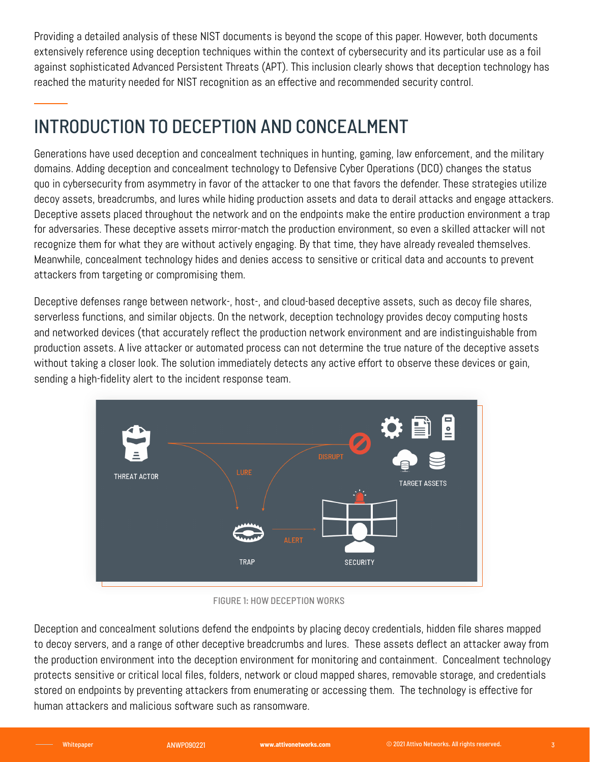Providing a detailed analysis of these NIST documents is beyond the scope of this paper. However, both documents extensively reference using deception techniques within the context of cybersecurity and its particular use as a foil against sophisticated Advanced Persistent Threats (APT). This inclusion clearly shows that deception technology has reached the maturity needed for NIST recognition as an effective and recommended security control.

## INTRODUCTION TO DECEPTION AND CONCEALMENT

Generations have used deception and concealment techniques in hunting, gaming, law enforcement, and the military domains. Adding deception and concealment technology to Defensive Cyber Operations (DCO) changes the status quo in cybersecurity from asymmetry in favor of the attacker to one that favors the defender. These strategies utilize decoy assets, breadcrumbs, and lures while hiding production assets and data to derail attacks and engage attackers. Deceptive assets placed throughout the network and on the endpoints make the entire production environment a trap for adversaries. These deceptive assets mirror-match the production environment, so even a skilled attacker will not recognize them for what they are without actively engaging. By that time, they have already revealed themselves. Meanwhile, concealment technology hides and denies access to sensitive or critical data and accounts to prevent attackers from targeting or compromising them.

Deceptive defenses range between network-, host-, and cloud-based deceptive assets, such as decoy file shares, serverless functions, and similar objects. On the network, deception technology provides decoy computing hosts and networked devices (that accurately reflect the production network environment and are indistinguishable from production assets. A live attacker or automated process can not determine the true nature of the deceptive assets without taking a closer look. The solution immediately detects any active effort to observe these devices or gain, sending a high-fidelity alert to the incident response team.

FIGURE 1: HOW DECEPTION WORKS

Deception and concealment solutions defend the endpoints by placing decoy credentials, hidden file shares mapped to decoy servers, and a range of other deceptive breadcrumbs and lures. These assets deflect an attacker away from the production environment into the deception environment for monitoring and containment. Concealment technology protects sensitive or critical local files, folders, network or cloud mapped shares, removable storage, and credentials stored on endpoints by preventing attackers from enumerating or accessing them. The technology is effective for human attackers and malicious software such as ransomware.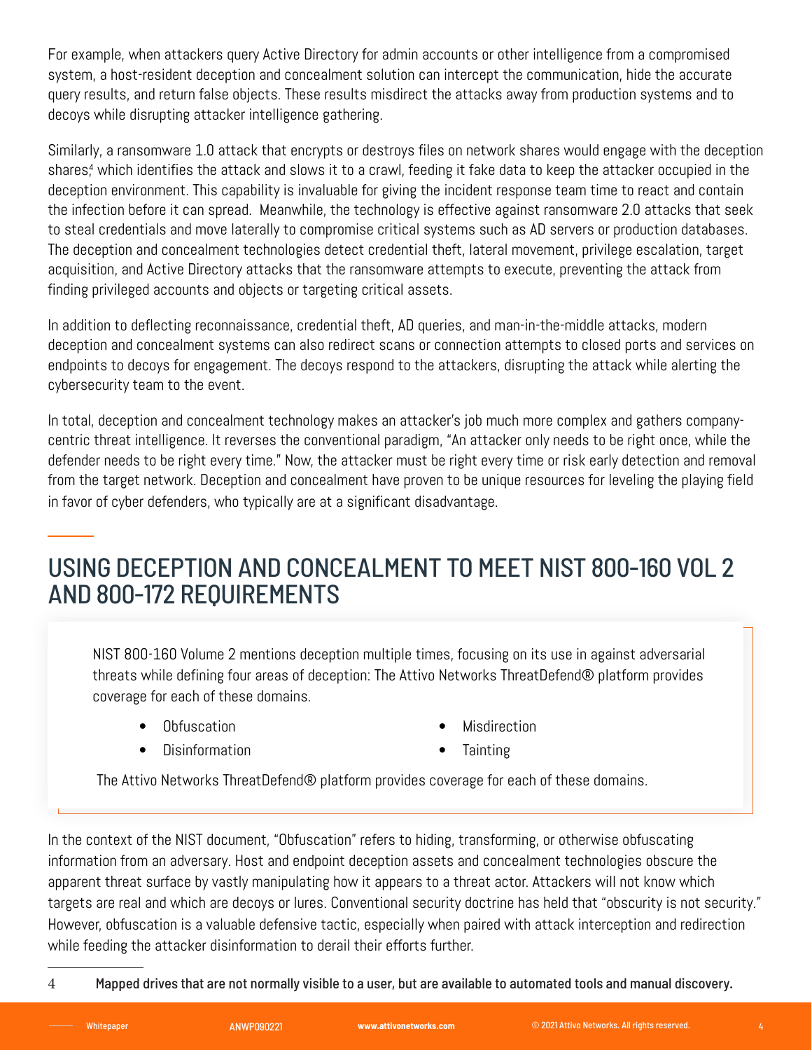For example, when attackers query Active Directory for admin accounts or other intelligence from a compromised system, a host-resident deception and concealment solution can intercept the communication, hide the accurate query results, and return false objects. These results misdirect the attacks away from production systems and to decoys while disrupting attacker intelligence gathering.

Similarly, a ransomware 1.0 attack that encrypts or destroys files on network shares would engage with the deception shares[4] which identifies the attack and slows it to a crawl, feeding it fake data to keep the attacker occupied in the deception environment. This capability is invaluable for giving the incident response team time to react and contain the infection before it can spread. Meanwhile, the technology is effective against ransomware 2.0 attacks that seek to steal credentials and move laterally to compromise critical systems such as AD servers or production databases. The deception and concealment technologies detect credential theft, lateral movement, privilege escalation, target acquisition, and Active Directory attacks that the ransomware attempts to execute, preventing the attack from finding privileged accounts and objects or targeting critical assets.

In addition to deflecting reconnaissance, credential theft, AD queries, and man-in-the-middle attacks, modern deception and concealment systems can also redirect scans or connection attempts to closed ports and services on endpoints to decoys for engagement. The decoys respond to the attackers, disrupting the attack while alerting the cybersecurity team to the event.

In total, deception and concealment technology makes an attacker's job much more complex and gathers company-centric threat intelligence. It reverses the conventional paradigm, "An attacker only needs to be right once, while the defender needs to be right every time." Now, the attacker must be right every time or risk early detection and removal from the target network. Deception and concealment have proven to be unique resources for leveling the playing field in favor of cyber defenders, who typically are at a significant disadvantage.

## USING DECEPTION AND CONCEALMENT TO MEET NIST 800-160 VOL 2 AND 800-172 REQUIREMENTS

NIST 800-160 Volume 2 mentions deception multiple times, focusing on its use in against adversarial threats while defining four areas of deception: The Attivo Networks ThreatDefend® platform provides coverage for each of these domains.

- Obfuscation
- Disinformation
- Misdirection
- Tainting

The Attivo Networks ThreatDefend® platform provides coverage for each of these domains.

In the context of the NIST document, "Obfuscation" refers to hiding, transforming, or otherwise obfuscating information from an adversary. Host and endpoint deception assets and concealment technologies obscure the apparent threat surface by vastly manipulating how it appears to a threat actor. Attackers will not know which targets are real and which are decoys or lures. Conventional security doctrine has held that "obscurity is not security." However, obfuscation is a valuable defensive tactic, especially when paired with attack interception and redirection while feeding the attacker disinformation to derail their efforts further.

---

4 **Mapped drives that are not normally visible to a user, but are available to automated tools and manual discovery.**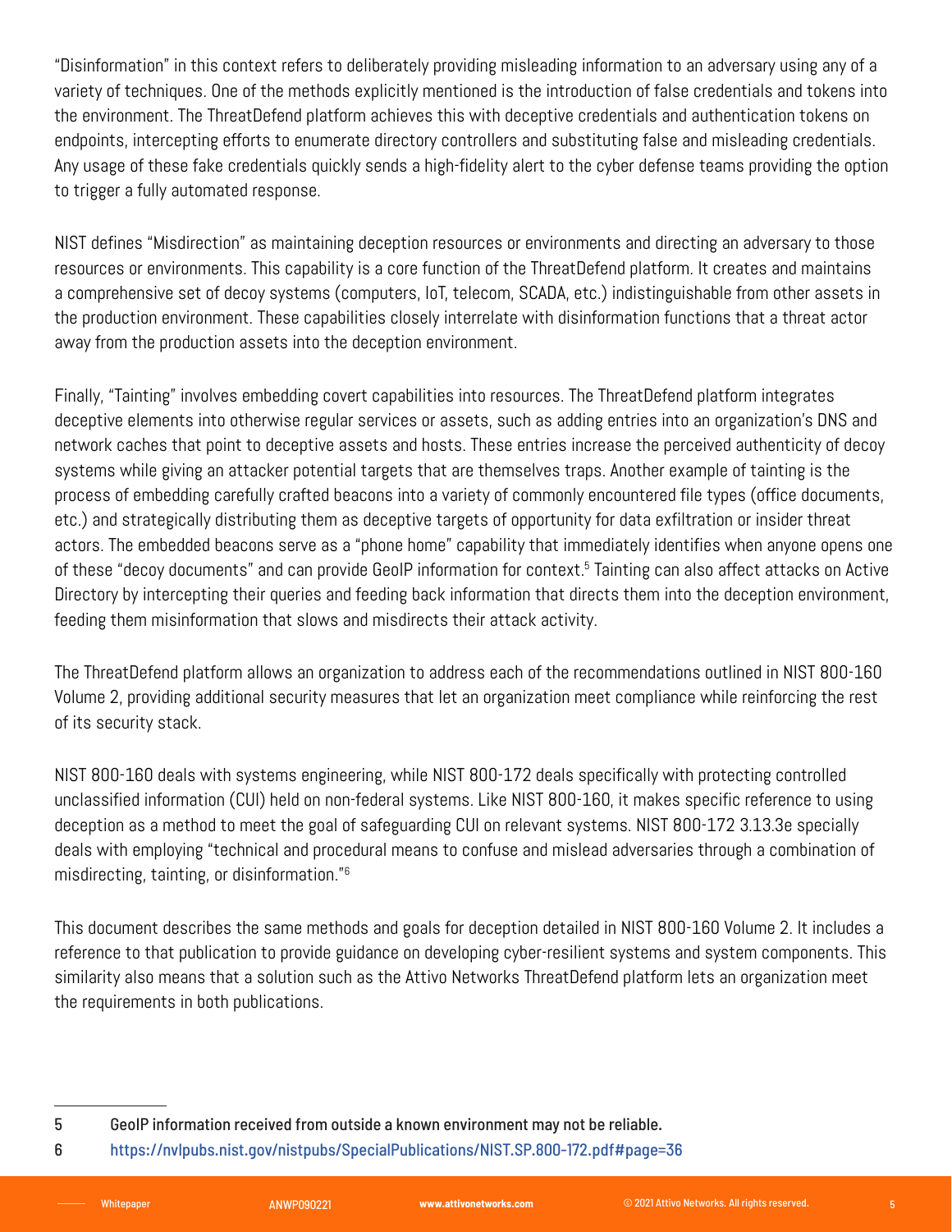"Disinformation" in this context refers to deliberately providing misleading information to an adversary using any of a variety of techniques. One of the methods explicitly mentioned is the introduction of false credentials and tokens into the environment. The ThreatDefend platform achieves this with deceptive credentials and authentication tokens on endpoints, intercepting efforts to enumerate directory controllers and substituting false and misleading credentials. Any usage of these fake credentials quickly sends a high-fidelity alert to the cyber defense teams providing the option to trigger a fully automated response.

NIST defines "Misdirection" as maintaining deception resources or environments and directing an adversary to those resources or environments. This capability is a core function of the ThreatDefend platform. It creates and maintains a comprehensive set of decoy systems (computers, IoT, telecom, SCADA, etc.) indistinguishable from other assets in the production environment. These capabilities closely interrelate with disinformation functions that a threat actor away from the production assets into the deception environment.

Finally, "Tainting" involves embedding covert capabilities into resources. The ThreatDefend platform integrates deceptive elements into otherwise regular services or assets, such as adding entries into an organization's DNS and network caches that point to deceptive assets and hosts. These entries increase the perceived authenticity of decoy systems while giving an attacker potential targets that are themselves traps. Another example of tainting is the process of embedding carefully crafted beacons into a variety of commonly encountered file types (office documents, etc.) and strategically distributing them as deceptive targets of opportunity for data exfiltration or insider threat actors. The embedded beacons serve as a "phone home" capability that immediately identifies when anyone opens one of these "decoy documents" and can provide GeoIP information for context.[5] Tainting can also affect attacks on Active Directory by intercepting their queries and feeding back information that directs them into the deception environment, feeding them misinformation that slows and misdirects their attack activity.

The ThreatDefend platform allows an organization to address each of the recommendations outlined in NIST 800-160 Volume 2, providing additional security measures that let an organization meet compliance while reinforcing the rest of its security stack.

NIST 800-160 deals with systems engineering, while NIST 800-172 deals specifically with protecting controlled unclassified information (CUI) held on non-federal systems. Like NIST 800-160, it makes specific reference to using deception as a method to meet the goal of safeguarding CUI on relevant systems. NIST 800-172 3.13.3e specially deals with employing "technical and procedural means to confuse and mislead adversaries through a combination of misdirecting, tainting, or disinformation."[6]

This document describes the same methods and goals for deception detailed in NIST 800-160 Volume 2. It includes a reference to that publication to provide guidance on developing cyber-resilient systems and system components. This similarity also means that a solution such as the Attivo Networks ThreatDefend platform lets an organization meet the requirements in both publications.

---

5 GeoIP information received from outside a known environment may not be reliable.

6 https://nvlpubs.nist.gov/nistpubs/SpecialPublications/NIST.SP.800-172.pdf#page=36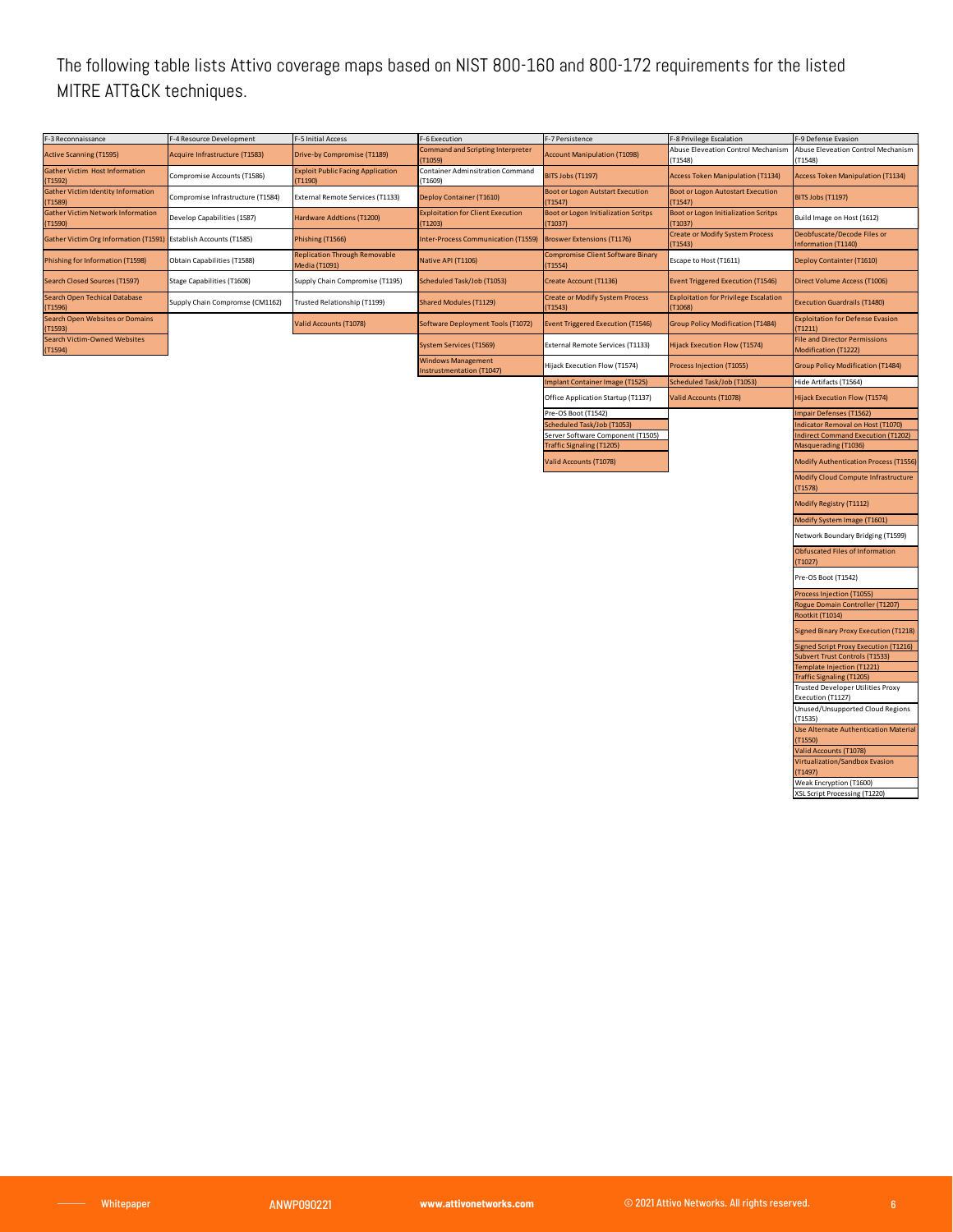The following table lists Attivo coverage maps based on NIST 800-160 and 800-172 requirements for the listed MITRE ATT&CK techniques.

| F-3 Reconnaissance | F-4 Resource Development | F-5 Initial Access | F-6 Execution | F-7 Persistence | F-8 Privilege Escalation | F-9 Defense Evasion |
|---|---|---|---|---|---|---|
| Active Scanning (T1595) | Acquire Infrastructure (T1583) | Drive-by Compromise (T1189) | Command and Scripting Interpreter (T1059) | Account Manipulation (T1098) | Abuse Eleveation Control Mechanism (T1548) | Abuse Eleveation Control Mechanism (T1548) |
| Gather Victim Host Information (T1592) | Compromise Accounts (T1586) | Exploit Public Facing Application (T1190) | Container Adminsitration Command (T1609) | BITS Jobs (T1197) | Access Token Manipulation (T1134) | Access Token Manipulation (T1134) |
| Gather Victim Identity Information (T1589) | Compromise Infrastructure (T1584) | External Remote Services (T1133) | Deploy Container (T1610) | Boot or Logon Autstart Execution (T1547) | Boot or Logon Autostart Execution (T1547) | BITS Jobs (T1197) |
| Gather Victim Network Information (T1590) | Develop Capabilities (1587) | Hardware Addtions (T1200) | Exploitation for Client Execution (T1203) | Boot or Logon Initialization Scritps (T1037) | Boot or Logon Initialization Scritps (T1037) | Build Image on Host (1612) |
| Gather Victim Org Information (T1591) | Establish Accounts (T1585) | Phishing (T1566) | Inter-Process Communication (T1559) | Broswer Extensions (T1176) | Create or Modify System Process (T1543) | Deobfuscate/Decode Files or Information (T1140) |
| Phishing for Information (T1598) | Obtain Capabilities (T1588) | Replication Through Removable Media (T1091) | Native API (T1106) | Compromise Client Software Binary (T1554) | Escape to Host (T1611) | Deploy Containter (T1610) |
| Search Closed Sources (T1597) | Stage Capabilities (T1608) | Supply Chain Compromise (T1195) | Scheduled Task/Job (T1053) | Create Account (T1136) | Event Triggered Execution (T1546) | Direct Volume Access (T1006) |
| Search Open Techical Database (T1596) | Supply Chain Compromse (CM1162) | Trusted Relationship (T1199) | Shared Modules (T1129) | Create or Modify System Process (T1543) | Exploitation for Privilege Escalation (T1068) | Execution Guardrails (T1480) |
| Search Open Websites or Domains (T1593) | | Valid Accounts (T1078) | Software Deployment Tools (T1072) | Event Triggered Execution (T1546) | Group Policy Modification (T1484) | Exploitation for Defense Evasion (T1211) |
| Search Victim-Owned Websites (T1594) | | | System Services (T1569) | External Remote Services (T1133) | Hijack Execution Flow (T1574) | File and Director Permissions Modification (T1222) |
| | | | Windows Management Instrumentation (T1047) | Hijack Execution Flow (T1574) | Process Injection (T1055) | Group Policy Modification (T1484) |
| | | | | Implant Container Image (T1525) | Scheduled Task/Job (T1053) | Hide Artifacts (T1564) |
| | | | | Office Application Startup (T1137) | Valid Accounts (T1078) | Hijack Execution Flow (T1574) |
| | | | | Pre-OS Boot (T1542) | | Impair Defenses (T1562) |
| | | | | Scheduled Task/Job (T1053) | | Indicator Removal on Host (T1070) |
| | | | | Server Software Component (T1505) | | Indirect Command Execution (T1202) |
| | | | | Traffic Signaling (T1205) | | Masquerading (T1036) |
| | | | | Valid Accounts (T1078) | | Modify Authentication Process (T1556) |
| | | | | | | Modify Cloud Compute Infrastructure (T1578) |
| | | | | | | Modify Registry (T1112) |
| | | | | | | Modify System Image (T1601) |
| | | | | | | Network Boundary Bridging (T1599) |
| | | | | | | Obfuscated Files of Information (T1027) |
| | | | | | | Pre-OS Boot (T1542) |
| | | | | | | Process Injection (T1055) |
| | | | | | | Rogue Domain Controller (T1207) |
| | | | | | | Rootkit (T1014) |
| | | | | | | Signed Binary Proxy Execution (T1218) |
| | | | | | | Signed Script Proxy Execution (T1216) |
| | | | | | | Subvert Trust Controls (T1533) |
| | | | | | | Template Injection (T1221) |
| | | | | | | Traffic Signaling (T1205) |
| | | | | | | Trusted Developer Utilities Proxy Execution (T1127) |
| | | | | | | Unused/Unsupported Cloud Regions (T1535) |
| | | | | | | Use Alternate Authentication Material (T1550) |
| | | | | | | Valid Accounts (T1078) |
| | | | | | | Virtualization/Sandbox Evasion (T1497) |
| | | | | | | Weak Encryption (T1600) |
| | | | | | | XSL Script Processing (T1220) |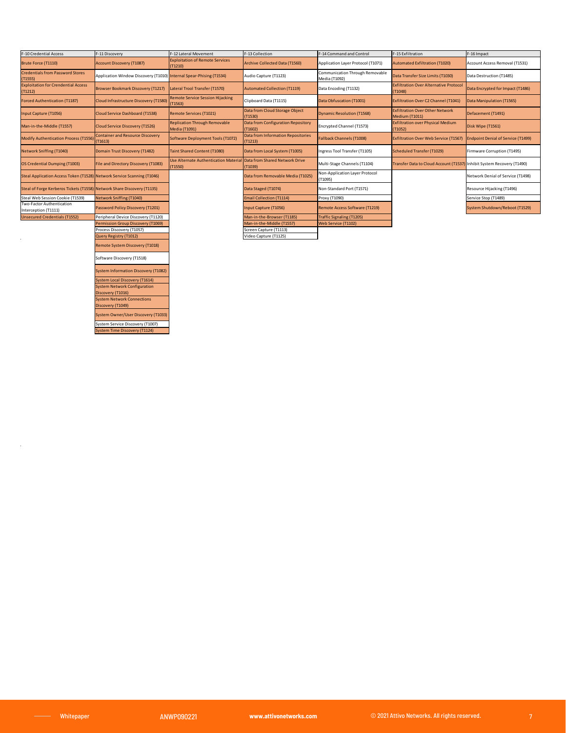| F-10 Credential Access | F-11 Discovery | F-12 Lateral Movement | F-13 Collection | F-14 Command and Control | F-15 Exfiltration | F-16 Impact |
| --- | --- | --- | --- | --- | --- | --- |
| Brute Force (T1110) | Account Discovery (T1087) | Exploitation of Remote Services (T1210) | Archive Collected Data (T1560) | Application Layer Protocol (T1071) | Automated Exfiltration (T1020) | Account Access Removal (T1531) |
| Credentials from Password Stores (T1555) | Application Window Discovery (T1010) | Internal Spear-Phising (T1534) | Audio Capture (T1123) | Communication Through Removable Media (T1092) | Data Transfer Size Limits (T1030) | Data Destruction (T1485) |
| Exploitation for Credential Access (T1212) | Browser Bookmark Discovery (T1217) | Lateral Trool Transfer (T1570) | Automated Collection (T1119) | Data Encoding (T1132) | Exfiltration Over Alternative Protocol (T1048) | Data Encrypted for Impact (T1486) |
| Forced Authentication (T1187) | Cloud Infrastructure Discovery (T1580) | Remote Service Session Hijacking (T1563) | Clipboard Data (T1115) | Data Obfuscation (T1001) | Exfiltration Over C2 Channel (T1041) | Data Manipulation (T1565) |
| Input Capture (T1056) | Cloud Service Dashboard (T1538) | Remote Services (T1021) | Data from Cloud Storage Object (T1530) | Dynamic Resolution (T1568) | Exfiltration Over Other Network Medium (T1011) | Defacement (T1491) |
| Man-in-the-Middle (T1557) | Cloud Service Discovery (T1526) | Replication Through Removable Media (T1091) | Data from Configuration Repository (T1602) | Encrypted Channel (T1573) | Exfiltration over Physical Medium (T1052) | Disk Wipe (T1561) |
| Modify Authentication Process (T1556) | Container and Resource Discovery (T1613) | Software Deployment Tools (T1072) | Data from Information Repositories (T1213) | Fallback Channels (T1008) | Exfiltration Over Web Service (T1567) | Endpoint Denial of Service (T1499) |
| Network Sniffing (T1040) | Domain Trust Discovery (T1482) | Taint Shared Content (T1080) | Data from Local System (T1005) | Ingress Tool Transfer (T1105) | Scheduled Transfer (T1029) | Firmware Corruption (T1495) |
| OS Credential Dumping (T1003) | File and Directory Discovery (T1083) | Use Alternate Authentication Material (T1550) | Data from Shared Network Drive (T1039) | Multi-Stage Channels (T1104) | Transfer Data to Cloud Account (T1537) | Inhibit System Recovery (T1490) |
| Steal Application Access Token (T1528) | Network Service Scanning (T1046) | | Data from Removable Media (T1025) | Non-Application Layer Protocol (T1095) | | Network Denial of Service (T1498) |
| Steal of Forge Kerberos Tickets (T1558) | Network Share Discovery (T1135) | | Data Staged (T1074) | Non-Standard Port (T1571) | | Resource Hijacking (T1496) |
| Steal Web Session Cookie (T1539) | Network Sniffing (T1040) | | Email Collection (T1114) | Proxy (T1090) | | Service Stop (T1489) |
| Two-Factor Authentication Interception (T1111) | Password Policy Discovery (T1201) | | Input Capture (T1056) | Remote Access Software (T1219) | | System Shutdown/Reboot (T1529) |
| Unsecured Credentials (T1552) | Peripheral Device Discovery (T1120) | | Man-in-the-Browser (T1185) | Traffic Signaling (T1205) | | |
| | Permission Group Discovery (T1069) | | Man-in-the-Middle (T1557) | Web Service (T1102) | | |
| | Process Discovery (T1057) | | Screen Capture (T1113) | | | |
| | Query Registry (T1012) | | Video Capture (T1125) | | | |
| | Remote System Discovery (T1018) | | | | | |
| | Software Discovery (T1518) | | | | | |
| | System Information Discovery (T1082) | | | | | |
| | System Local Discovery (T1614) | | | | | |
| | System Network Configuration Discovery (T1016) | | | | | |
| | System Network Connections Discovery (T1049) | | | | | |
| | System Owner/User Discovery (T1033) | | | | | |
| | System Service Discovery (T1007) | | | | | |
| | System Time Discovery (T1124) | | | | | |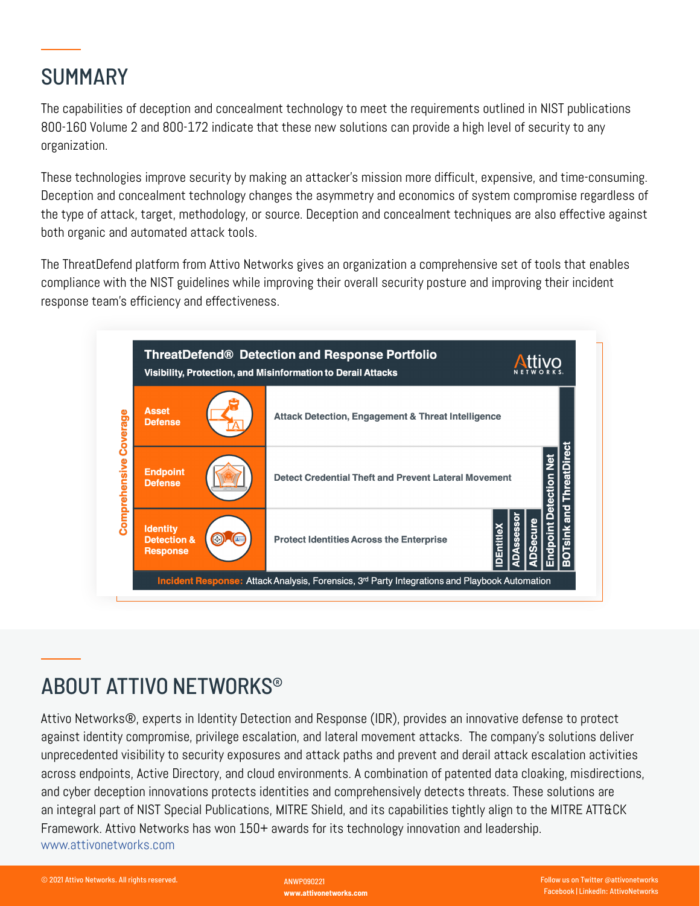## SUMMARY

The capabilities of deception and concealment technology to meet the requirements outlined in NIST publications 800-160 Volume 2 and 800-172 indicate that these new solutions can provide a high level of security to any organization.

These technologies improve security by making an attacker's mission more difficult, expensive, and time-consuming. Deception and concealment technology changes the asymmetry and economics of system compromise regardless of the type of attack, target, methodology, or source. Deception and concealment techniques are also effective against both organic and automated attack tools.

The ThreatDefend platform from Attivo Networks gives an organization a comprehensive set of tools that enables compliance with the NIST guidelines while improving their overall security posture and improving their incident response team's efficiency and effectiveness.

**ThreatDefend® Detection and Response Portfolio**

Visibility, Protection, and Misinformation to Derail Attacks

Attivo NETWORKS.

Comprehensive Coverage

Asset Defense — Attack Detection, Engagement & Threat Intelligence

Endpoint Defense — Detect Credential Theft and Prevent Lateral Movement

Identity Detection & Response — Protect Identities Across the Enterprise

IDEntitleX

ADAssessor

ADSecure

Endpoint Detection Net

BOTsink and ThreatDirect

Incident Response: Attack Analysis, Forensics, 3rd Party Integrations and Playbook Automation

## ABOUT ATTIVO NETWORKS®

Attivo Networks®, experts in Identity Detection and Response (IDR), provides an innovative defense to protect against identity compromise, privilege escalation, and lateral movement attacks. The company's solutions deliver unprecedented visibility to security exposures and attack paths and prevent and derail attack escalation activities across endpoints, Active Directory, and cloud environments. A combination of patented data cloaking, misdirections, and cyber deception innovations protects identities and comprehensively detects threats. These solutions are an integral part of NIST Special Publications, MITRE Shield, and its capabilities tightly align to the MITRE ATT&CK Framework. Attivo Networks has won 150+ awards for its technology innovation and leadership.

www.attivonetworks.com